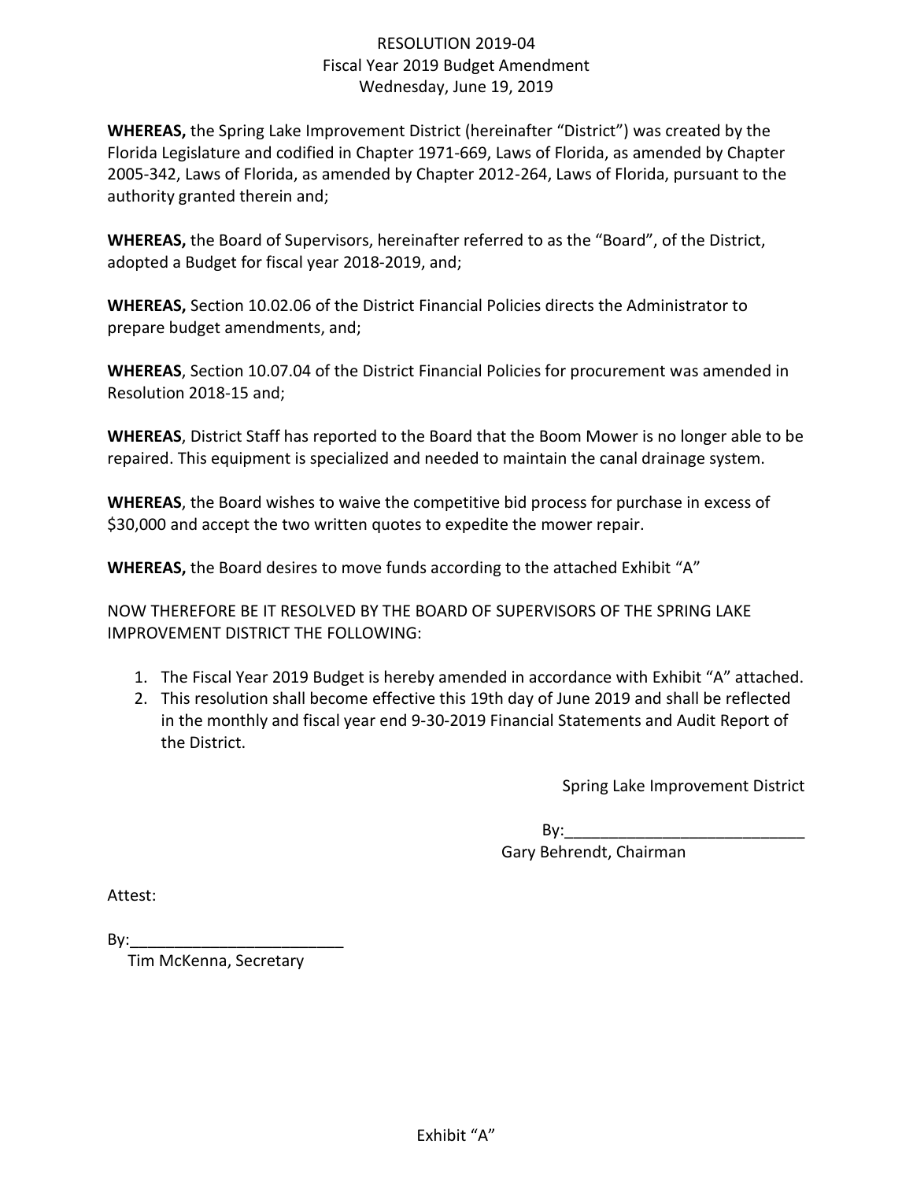# RESOLUTION 2019-04
## Fiscal Year 2019 Budget Amendment
### Wednesday, June 19, 2019

**WHEREAS,** the Spring Lake Improvement District (hereinafter "District") was created by the Florida Legislature and codified in Chapter 1971-669, Laws of Florida, as amended by Chapter 2005-342, Laws of Florida, as amended by Chapter 2012-264, Laws of Florida, pursuant to the authority granted therein and;

**WHEREAS,** the Board of Supervisors, hereinafter referred to as the "Board", of the District, adopted a Budget for fiscal year 2018-2019, and;

**WHEREAS,** Section 10.02.06 of the District Financial Policies directs the Administrator to prepare budget amendments, and;

**WHEREAS**, Section 10.07.04 of the District Financial Policies for procurement was amended in Resolution 2018-15 and;

**WHEREAS**, District Staff has reported to the Board that the Boom Mower is no longer able to be repaired. This equipment is specialized and needed to maintain the canal drainage system.

**WHEREAS**, the Board wishes to waive the competitive bid process for purchase in excess of $30,000 and accept the two written quotes to expedite the mower repair.

**WHEREAS,** the Board desires to move funds according to the attached Exhibit "A"

NOW THEREFORE BE IT RESOLVED BY THE BOARD OF SUPERVISORS OF THE SPRING LAKE IMPROVEMENT DISTRICT THE FOLLOWING:

1. The Fiscal Year 2019 Budget is hereby amended in accordance with Exhibit "A" attached.
2. This resolution shall become effective this 19th day of June 2019 and shall be reflected in the monthly and fiscal year end 9-30-2019 Financial Statements and Audit Report of the District.

Spring Lake Improvement District

By:___________________________
Gary Behrendt, Chairman

Attest:

By:________________________
Tim McKenna, Secretary

Exhibit "A"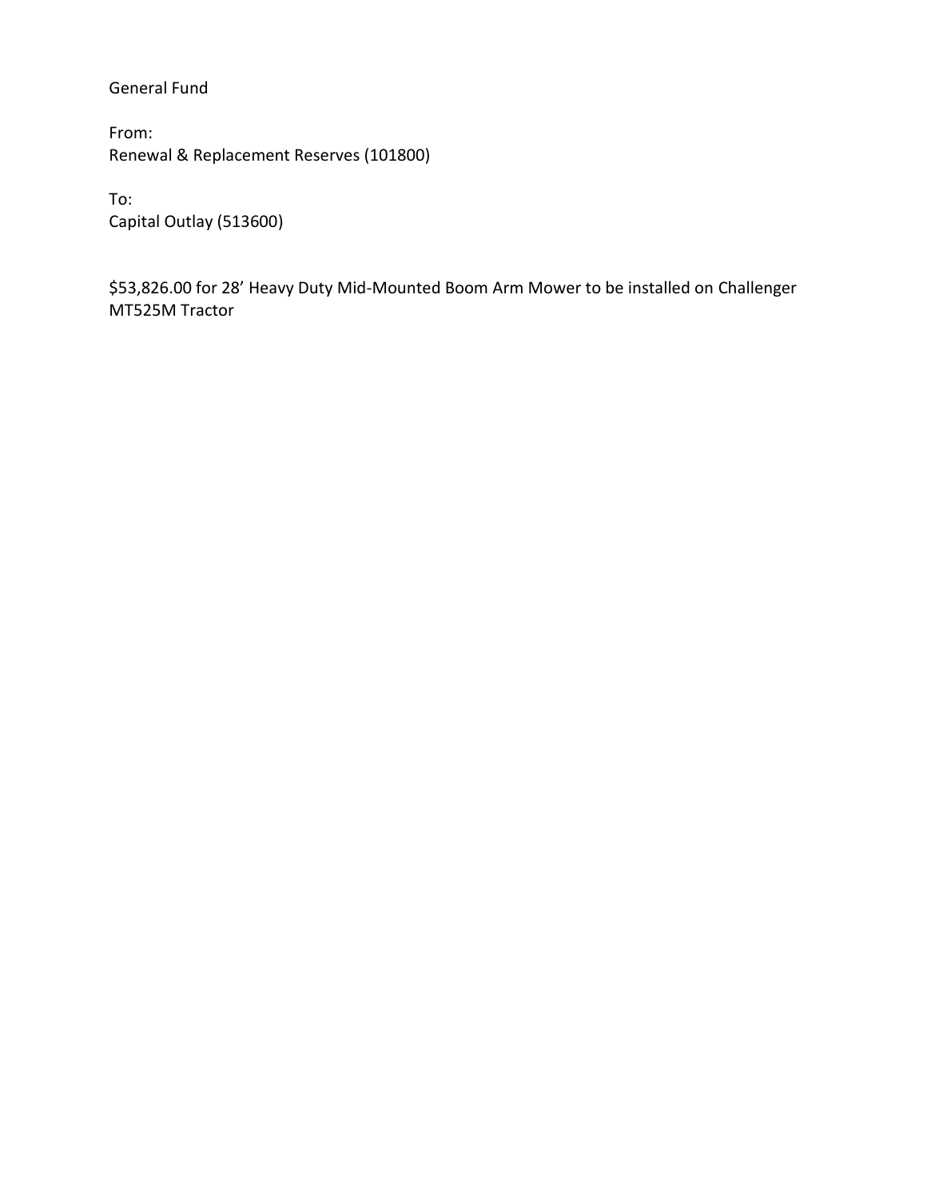General Fund

From:
Renewal & Replacement Reserves (101800)

To:
Capital Outlay (513600)

$53,826.00 for 28’ Heavy Duty Mid-Mounted Boom Arm Mower to be installed on Challenger MT525M Tractor